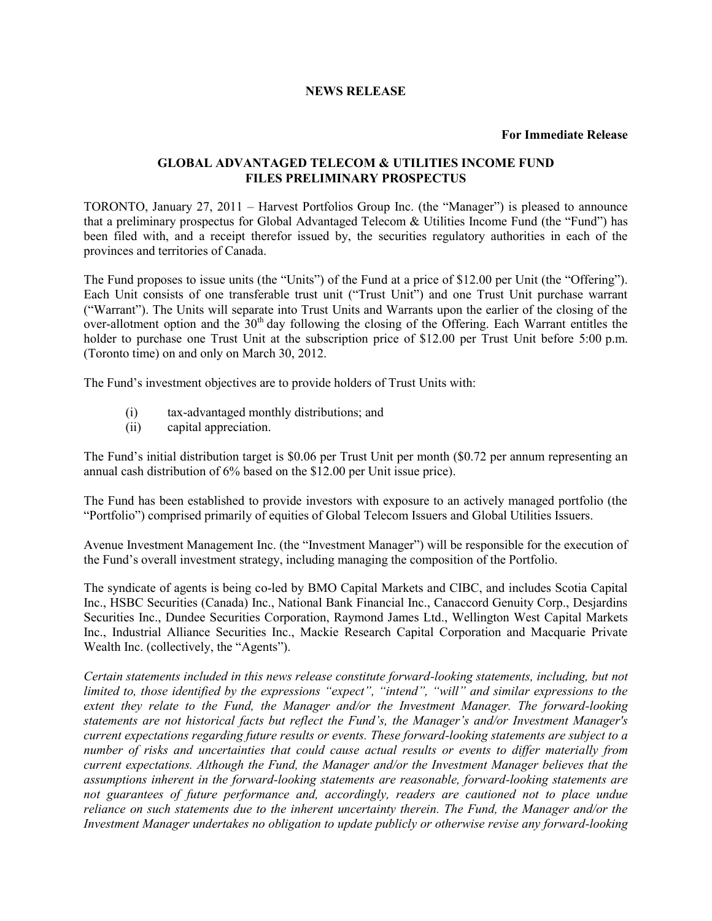**NEWS RELEASE**

**For Immediate Release**

# GLOBAL ADVANTAGED TELECOM & UTILITIES INCOME FUND FILES PRELIMINARY PROSPECTUS

TORONTO, January 27, 2011 – Harvest Portfolios Group Inc. (the "Manager") is pleased to announce that a preliminary prospectus for Global Advantaged Telecom & Utilities Income Fund (the "Fund") has been filed with, and a receipt therefor issued by, the securities regulatory authorities in each of the provinces and territories of Canada.

The Fund proposes to issue units (the "Units") of the Fund at a price of $12.00 per Unit (the "Offering"). Each Unit consists of one transferable trust unit ("Trust Unit") and one Trust Unit purchase warrant ("Warrant"). The Units will separate into Trust Units and Warrants upon the earlier of the closing of the over-allotment option and the 30th day following the closing of the Offering. Each Warrant entitles the holder to purchase one Trust Unit at the subscription price of $12.00 per Trust Unit before 5:00 p.m. (Toronto time) on and only on March 30, 2012.

The Fund's investment objectives are to provide holders of Trust Units with:

(i) tax-advantaged monthly distributions; and
(ii) capital appreciation.

The Fund's initial distribution target is $0.06 per Trust Unit per month ($0.72 per annum representing an annual cash distribution of 6% based on the $12.00 per Unit issue price).

The Fund has been established to provide investors with exposure to an actively managed portfolio (the "Portfolio") comprised primarily of equities of Global Telecom Issuers and Global Utilities Issuers.

Avenue Investment Management Inc. (the "Investment Manager") will be responsible for the execution of the Fund's overall investment strategy, including managing the composition of the Portfolio.

The syndicate of agents is being co-led by BMO Capital Markets and CIBC, and includes Scotia Capital Inc., HSBC Securities (Canada) Inc., National Bank Financial Inc., Canaccord Genuity Corp., Desjardins Securities Inc., Dundee Securities Corporation, Raymond James Ltd., Wellington West Capital Markets Inc., Industrial Alliance Securities Inc., Mackie Research Capital Corporation and Macquarie Private Wealth Inc. (collectively, the "Agents").

*Certain statements included in this news release constitute forward-looking statements, including, but not limited to, those identified by the expressions "expect", "intend", "will" and similar expressions to the extent they relate to the Fund, the Manager and/or the Investment Manager. The forward-looking statements are not historical facts but reflect the Fund's, the Manager's and/or Investment Manager's current expectations regarding future results or events. These forward-looking statements are subject to a number of risks and uncertainties that could cause actual results or events to differ materially from current expectations. Although the Fund, the Manager and/or the Investment Manager believes that the assumptions inherent in the forward-looking statements are reasonable, forward-looking statements are not guarantees of future performance and, accordingly, readers are cautioned not to place undue reliance on such statements due to the inherent uncertainty therein. The Fund, the Manager and/or the Investment Manager undertakes no obligation to update publicly or otherwise revise any forward-looking*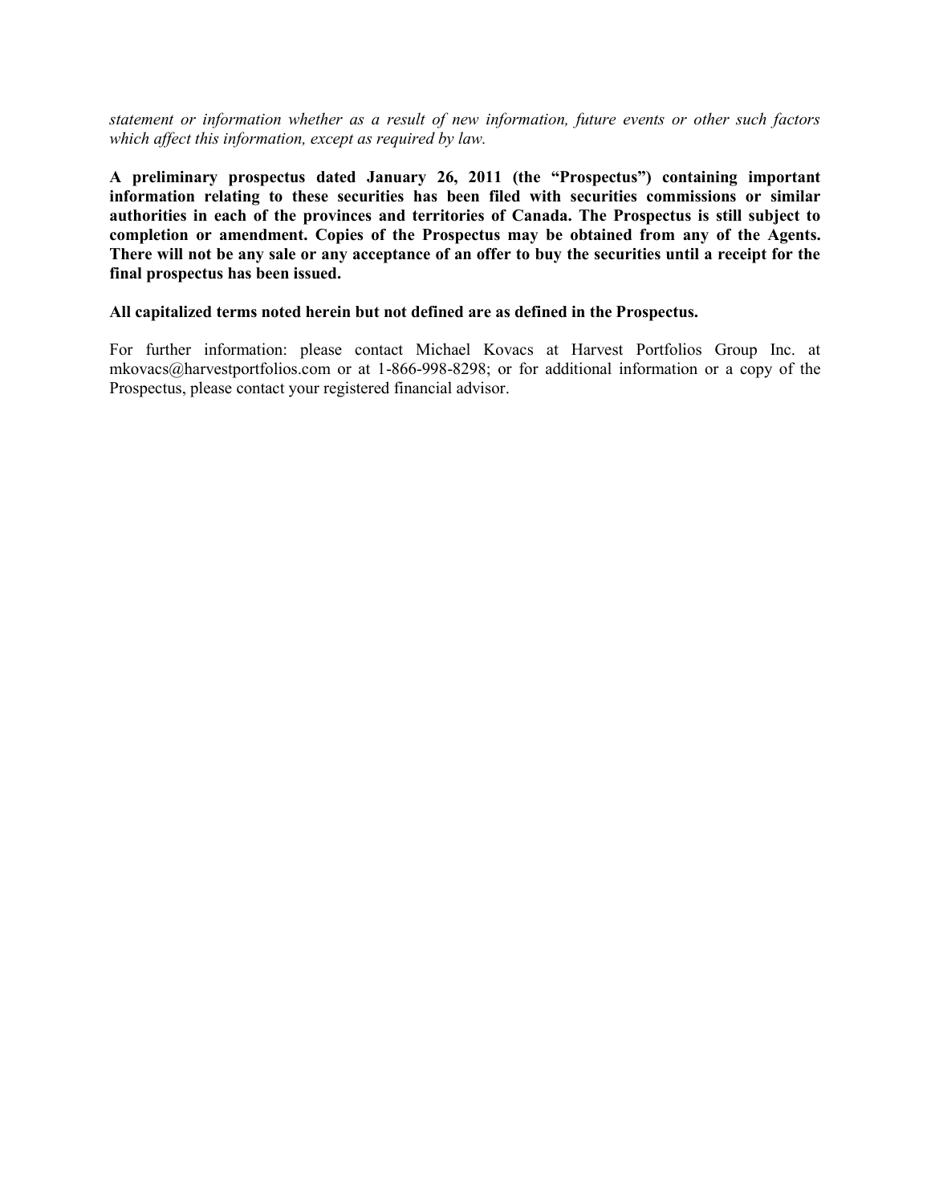*statement or information whether as a result of new information, future events or other such factors which affect this information, except as required by law.*

**A preliminary prospectus dated January 26, 2011 (the "Prospectus") containing important information relating to these securities has been filed with securities commissions or similar authorities in each of the provinces and territories of Canada. The Prospectus is still subject to completion or amendment. Copies of the Prospectus may be obtained from any of the Agents. There will not be any sale or any acceptance of an offer to buy the securities until a receipt for the final prospectus has been issued.**

**All capitalized terms noted herein but not defined are as defined in the Prospectus.**

For further information: please contact Michael Kovacs at Harvest Portfolios Group Inc. at mkovacs@harvestportfolios.com or at 1-866-998-8298; or for additional information or a copy of the Prospectus, please contact your registered financial advisor.